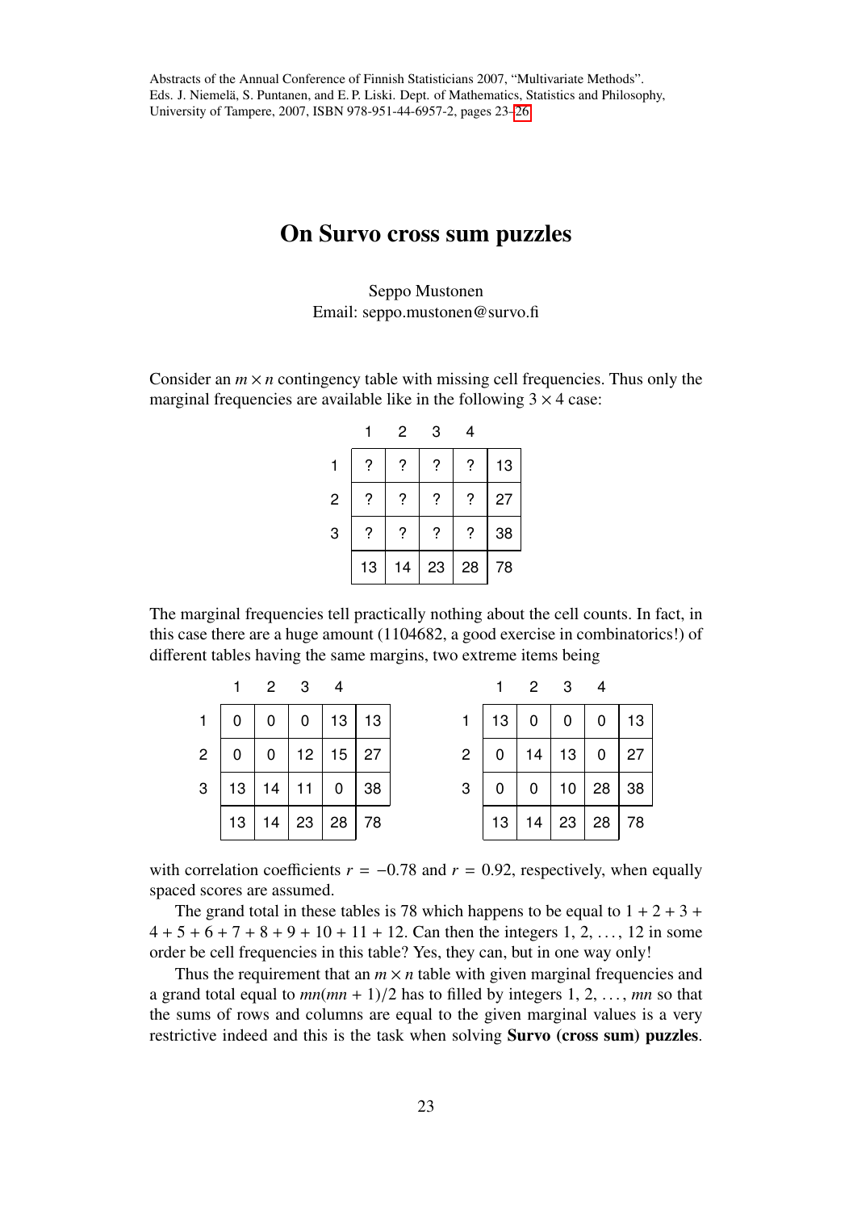Abstracts of the Annual Conference of Finnish Statisticians 2007, "Multivariate Methods". Eds. J. Niemelä, S. Puntanen, and E. P. Liski. Dept. of Mathematics, Statistics and Philosophy, University of Tampere, 2007, ISBN 978-951-44-6957-2, pages 23–26

# On Survo cross sum puzzles

Seppo Mustonen
Email: seppo.mustonen@survo.fi

Consider an $m \times n$ contingency table with missing cell frequencies. Thus only the marginal frequencies are available like in the following $3 \times 4$ case:

| | 1 | 2 | 3 | 4 | |
|---|---|---|---|---|---|
| 1 | ? | ? | ? | ? | 13 |
| 2 | ? | ? | ? | ? | 27 |
| 3 | ? | ? | ? | ? | 38 |
| | 13 | 14 | 23 | 28 | 78 |

The marginal frequencies tell practically nothing about the cell counts. In fact, in this case there are a huge amount (1104682, a good exercise in combinatorics!) of different tables having the same margins, two extreme items being

| | 1 | 2 | 3 | 4 | |
|---|---|---|---|---|---|
| 1 | 0 | 0 | 0 | 13 | 13 |
| 2 | 0 | 0 | 12 | 15 | 27 |
| 3 | 13 | 14 | 11 | 0 | 38 |
| | 13 | 14 | 23 | 28 | 78 |

| | 1 | 2 | 3 | 4 | |
|---|---|---|---|---|---|
| 1 | 13 | 0 | 0 | 0 | 13 |
| 2 | 0 | 14 | 13 | 0 | 27 |
| 3 | 0 | 0 | 10 | 28 | 38 |
| | 13 | 14 | 23 | 28 | 78 |

with correlation coefficients $r = -0.78$ and $r = 0.92$, respectively, when equally spaced scores are assumed.

The grand total in these tables is 78 which happens to be equal to $1 + 2 + 3 + 4 + 5 + 6 + 7 + 8 + 9 + 10 + 11 + 12$. Can then the integers $1, 2, \ldots, 12$ in some order be cell frequencies in this table? Yes, they can, but in one way only!

Thus the requirement that an $m \times n$ table with given marginal frequencies and a grand total equal to $mn(mn + 1)/2$ has to filled by integers $1, 2, \ldots, mn$ so that the sums of rows and columns are equal to the given marginal values is a very restrictive indeed and this is the task when solving **Survo (cross sum) puzzles**.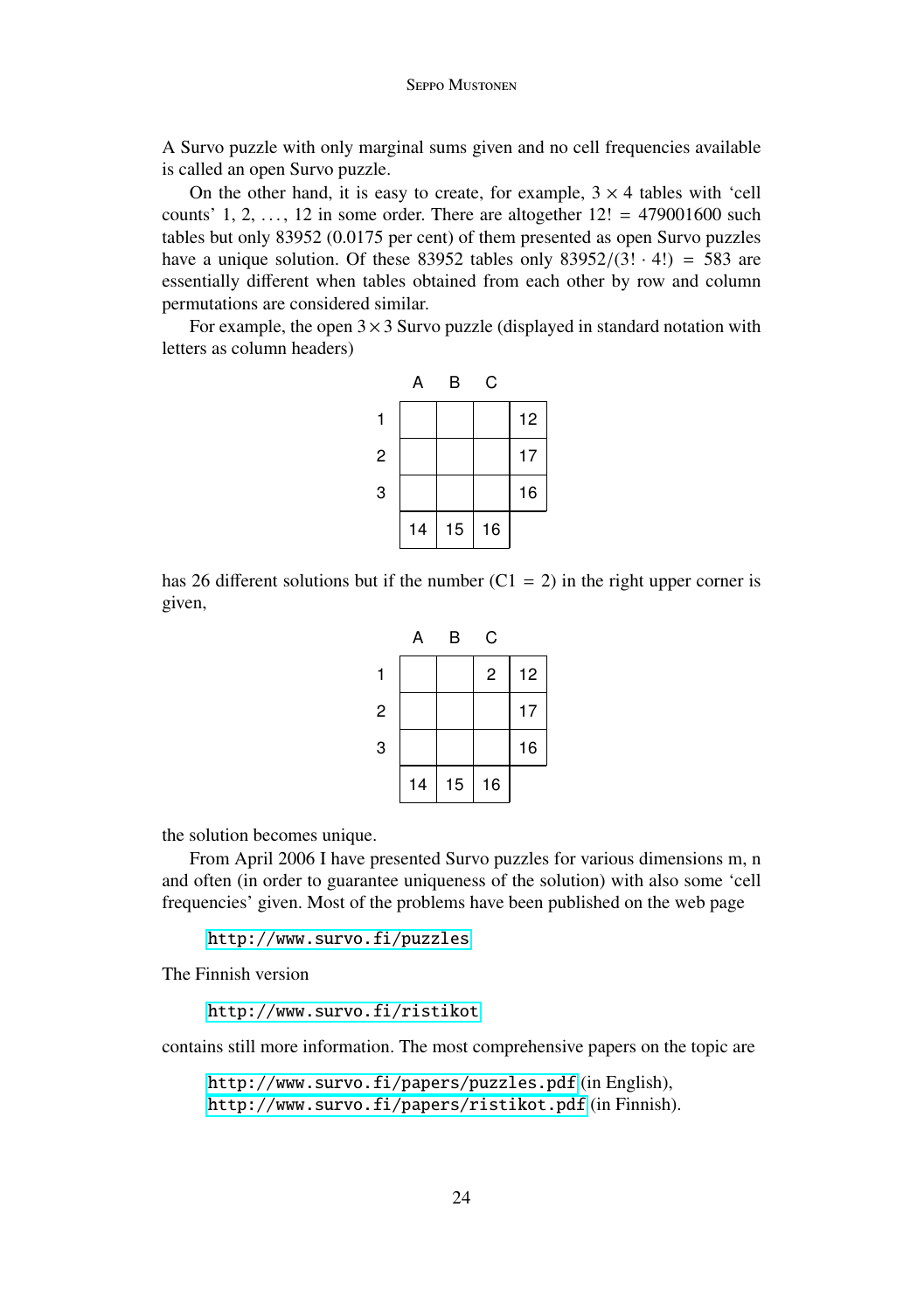A Survo puzzle with only marginal sums given and no cell frequencies available is called an open Survo puzzle.

On the other hand, it is easy to create, for example, $3 \times 4$ tables with 'cell counts' 1, 2, ..., 12 in some order. There are altogether $12! = 479001600$ such tables but only 83952 (0.0175 per cent) of them presented as open Survo puzzles have a unique solution. Of these 83952 tables only $83952/(3! \cdot 4!) = 583$ are essentially different when tables obtained from each other by row and column permutations are considered similar.

For example, the open $3 \times 3$ Survo puzzle (displayed in standard notation with letters as column headers)

|   | A | B | C |    |
|---|---|---|---|----|
| 1 |   |   |   | 12 |
| 2 |   |   |   | 17 |
| 3 |   |   |   | 16 |
|   | 14 | 15 | 16 |   |

has 26 different solutions but if the number (C1 = 2) in the right upper corner is given,

|   | A | B | C |    |
|---|---|---|---|----|
| 1 |   |   | 2 | 12 |
| 2 |   |   |   | 17 |
| 3 |   |   |   | 16 |
|   | 14 | 15 | 16 |   |

the solution becomes unique.

From April 2006 I have presented Survo puzzles for various dimensions m, n and often (in order to guarantee uniqueness of the solution) with also some 'cell frequencies' given. Most of the problems have been published on the web page

http://www.survo.fi/puzzles

The Finnish version

http://www.survo.fi/ristikot

contains still more information. The most comprehensive papers on the topic are

http://www.survo.fi/papers/puzzles.pdf (in English),
http://www.survo.fi/papers/ristikot.pdf (in Finnish).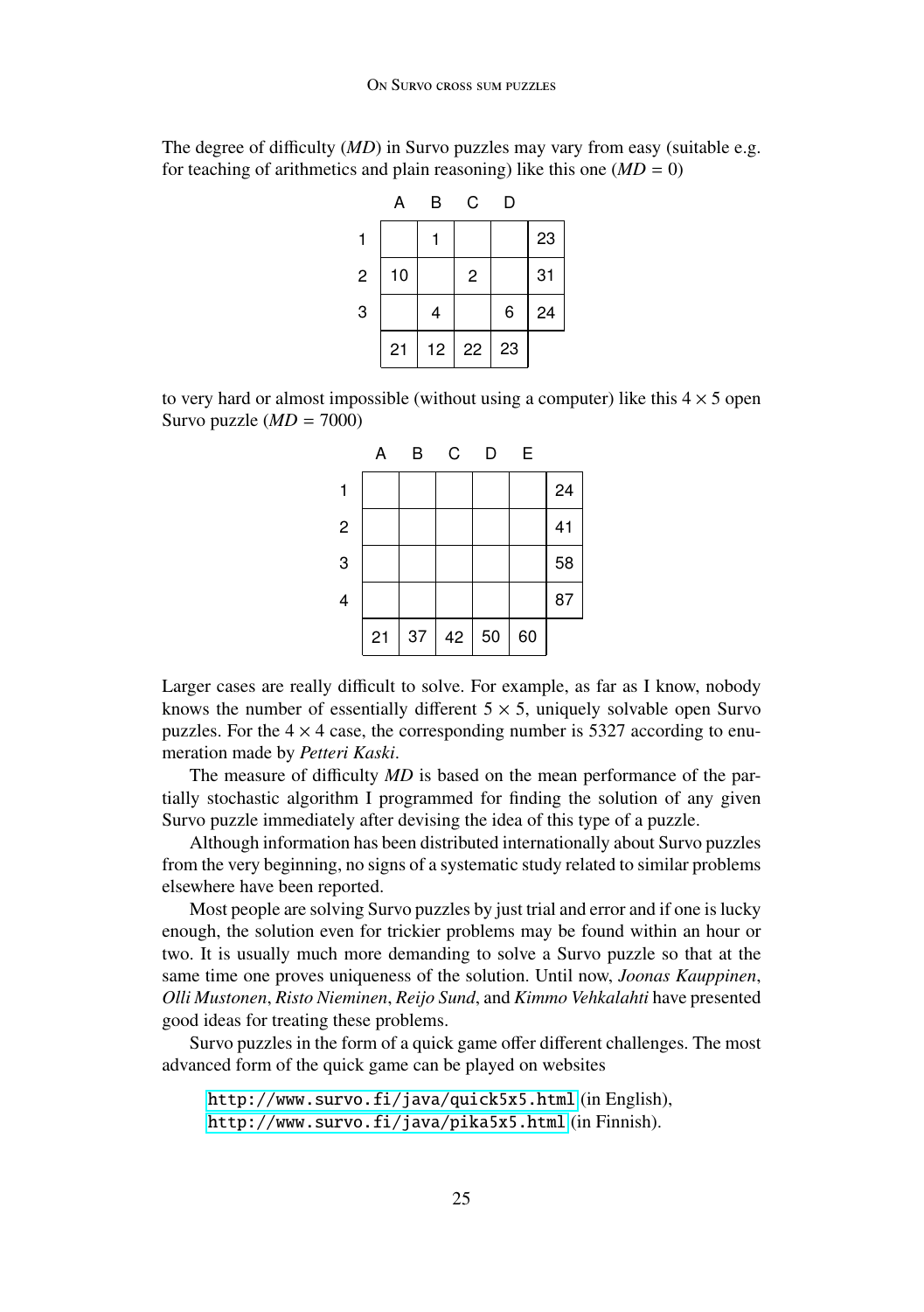The degree of difficulty (*MD*) in Survo puzzles may vary from easy (suitable e.g. for teaching of arithmetics and plain reasoning) like this one ($MD = 0$)

| | A | B | C | D | |
|---|---|---|---|---|---|
| 1 | | 1 | | | 23 |
| 2 | 10 | | 2 | | 31 |
| 3 | | 4 | | 6 | 24 |
| | 21 | 12 | 22 | 23 | |

to very hard or almost impossible (without using a computer) like this $4 \times 5$ open Survo puzzle ($MD = 7000$)

| | A | B | C | D | E | |
|---|---|---|---|---|---|---|
| 1 | | | | | | 24 |
| 2 | | | | | | 41 |
| 3 | | | | | | 58 |
| 4 | | | | | | 87 |
| | 21 | 37 | 42 | 50 | 60 | |

Larger cases are really difficult to solve. For example, as far as I know, nobody knows the number of essentially different $5 \times 5$, uniquely solvable open Survo puzzles. For the $4 \times 4$ case, the corresponding number is 5327 according to enumeration made by *Petteri Kaski*.

The measure of difficulty *MD* is based on the mean performance of the partially stochastic algorithm I programmed for finding the solution of any given Survo puzzle immediately after devising the idea of this type of a puzzle.

Although information has been distributed internationally about Survo puzzles from the very beginning, no signs of a systematic study related to similar problems elsewhere have been reported.

Most people are solving Survo puzzles by just trial and error and if one is lucky enough, the solution even for trickier problems may be found within an hour or two. It is usually much more demanding to solve a Survo puzzle so that at the same time one proves uniqueness of the solution. Until now, *Joonas Kauppinen*, *Olli Mustonen*, *Risto Nieminen*, *Reijo Sund*, and *Kimmo Vehkalahti* have presented good ideas for treating these problems.

Survo puzzles in the form of a quick game offer different challenges. The most advanced form of the quick game can be played on websites

http://www.survo.fi/java/quick5x5.html (in English),
http://www.survo.fi/java/pika5x5.html (in Finnish).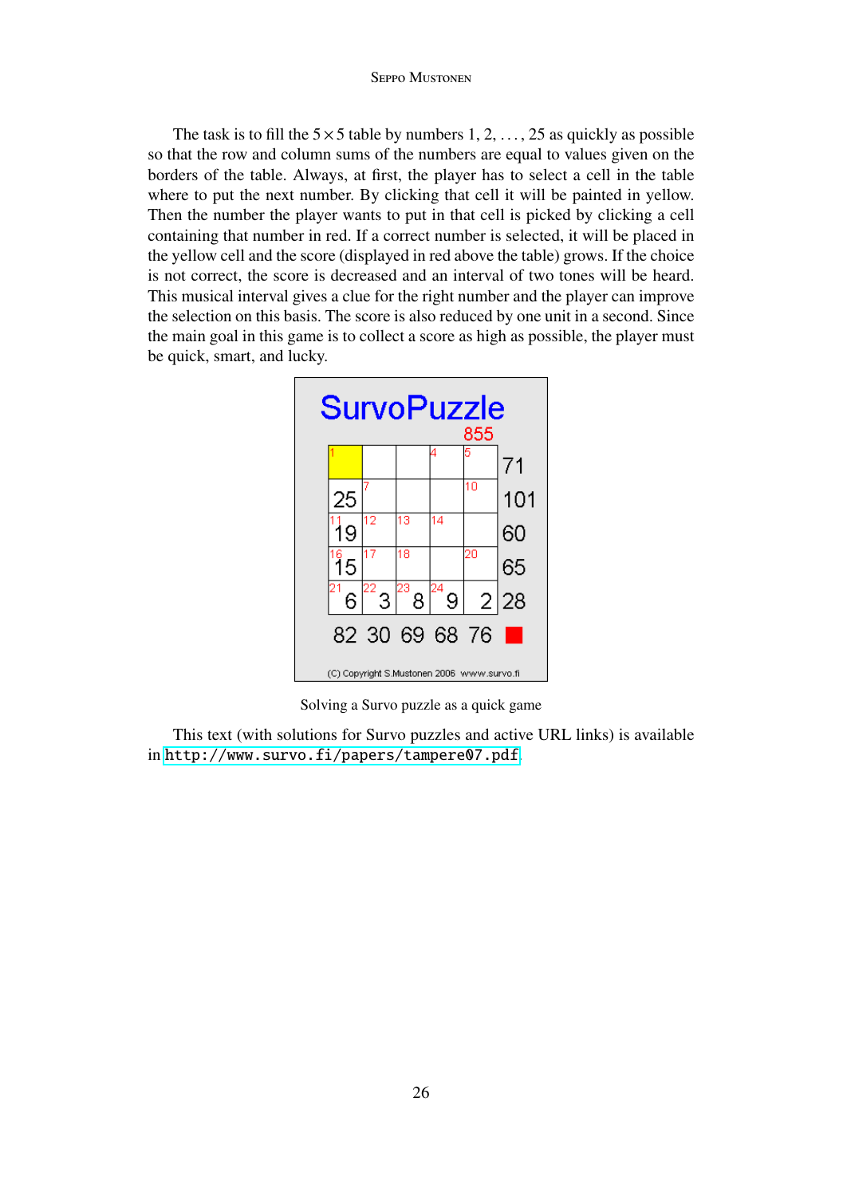The task is to fill the 5 × 5 table by numbers 1, 2, . . . , 25 as quickly as possible so that the row and column sums of the numbers are equal to values given on the borders of the table. Always, at first, the player has to select a cell in the table where to put the next number. By clicking that cell it will be painted in yellow. Then the number the player wants to put in that cell is picked by clicking a cell containing that number in red. If a correct number is selected, it will be placed in the yellow cell and the score (displayed in red above the table) grows. If the choice is not correct, the score is decreased and an interval of two tones will be heard. This musical interval gives a clue for the right number and the player can improve the selection on this basis. The score is also reduced by one unit in a second. Since the main goal in this game is to collect a score as high as possible, the player must be quick, smart, and lucky.

SurvoPuzzle

855

| | | | | | |
|---|---|---|---|---|---|
| 1 | | | 4 | 5 | 71 |
| 25 | 7 | | | 10 | 101 |
| 11 19 | 12 | 13 | 14 | | 60 |
| 16 15 | 17 | 18 | | 20 | 65 |
| 21 6 | 22 3 | 23 8 | 24 9 | 2 | 28 |
| 82 | 30 | 69 | 68 | 76 | |

(C) Copyright S.Mustonen 2006 www.survo.fi

Solving a Survo puzzle as a quick game

This text (with solutions for Survo puzzles and active URL links) is available in http://www.survo.fi/papers/tampere07.pdf